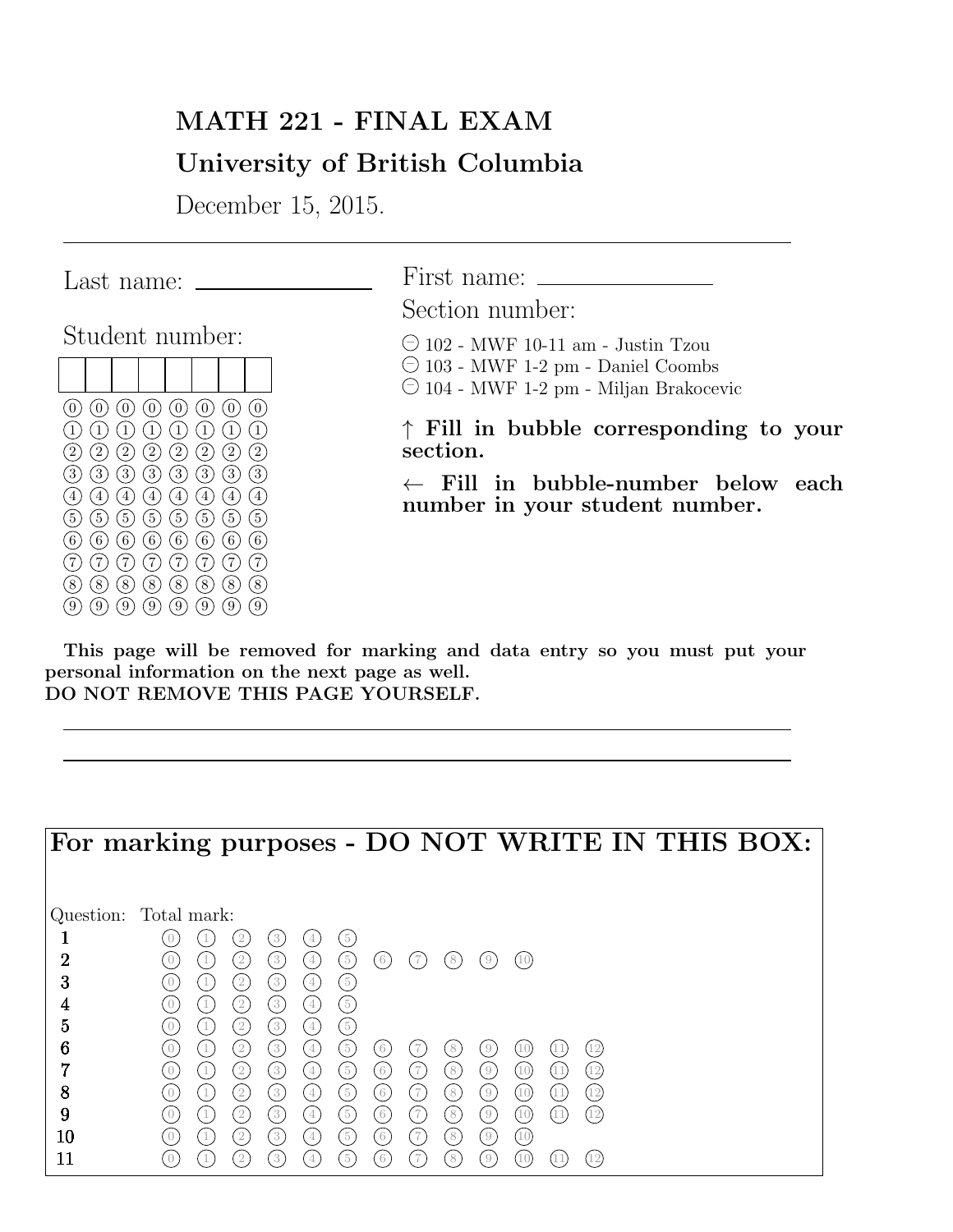# MATH 221 - FINAL EXAM

## University of British Columbia

December 15, 2015.

---

Last name: ________________

First name: ________________

Section number:

○ 102 - MWF 10-11 am - Justin Tzou
○ 103 - MWF 1-2 pm - Daniel Coombs
○ 104 - MWF 1-2 pm - Miljan Brakocevic

↑ **Fill in bubble corresponding to your section.**

Student number:

| | | | | | | | |
|---|---|---|---|---|---|---|---|
| | | | | | | | |
| ⓪ | ⓪ | ⓪ | ⓪ | ⓪ | ⓪ | ⓪ | ⓪ |
| ① | ① | ① | ① | ① | ① | ① | ① |
| ② | ② | ② | ② | ② | ② | ② | ② |
| ③ | ③ | ③ | ③ | ③ | ③ | ③ | ③ |
| ④ | ④ | ④ | ④ | ④ | ④ | ④ | ④ |
| ⑤ | ⑤ | ⑤ | ⑤ | ⑤ | ⑤ | ⑤ | ⑤ |
| ⑥ | ⑥ | ⑥ | ⑥ | ⑥ | ⑥ | ⑥ | ⑥ |
| ⑦ | ⑦ | ⑦ | ⑦ | ⑦ | ⑦ | ⑦ | ⑦ |
| ⑧ | ⑧ | ⑧ | ⑧ | ⑧ | ⑧ | ⑧ | ⑧ |
| ⑨ | ⑨ | ⑨ | ⑨ | ⑨ | ⑨ | ⑨ | ⑨ |

← **Fill in bubble-number below each number in your student number.**

**This page will be removed for marking and data entry so you must put your personal information on the next page as well.**
**DO NOT REMOVE THIS PAGE YOURSELF.**

---

## For marking purposes - DO NOT WRITE IN THIS BOX:

| Question: | Total mark: |
|---|---|
| **1** | ⓪ ① ② ③ ④ ⑤ |
| **2** | ⓪ ① ② ③ ④ ⑤ ⑥ ⑦ ⑧ ⑨ ⑩ |
| **3** | ⓪ ① ② ③ ④ ⑤ |
| **4** | ⓪ ① ② ③ ④ ⑤ |
| **5** | ⓪ ① ② ③ ④ ⑤ |
| **6** | ⓪ ① ② ③ ④ ⑤ ⑥ ⑦ ⑧ ⑨ ⑩ ⑪ ⑫ |
| **7** | ⓪ ① ② ③ ④ ⑤ ⑥ ⑦ ⑧ ⑨ ⑩ ⑪ ⑫ |
| **8** | ⓪ ① ② ③ ④ ⑤ ⑥ ⑦ ⑧ ⑨ ⑩ ⑪ ⑫ |
| **9** | ⓪ ① ② ③ ④ ⑤ ⑥ ⑦ ⑧ ⑨ ⑩ ⑪ ⑫ |
| **10** | ⓪ ① ② ③ ④ ⑤ ⑥ ⑦ ⑧ ⑨ ⑩ |
| **11** | ⓪ ① ② ③ ④ ⑤ ⑥ ⑦ ⑧ ⑨ ⑩ ⑪ ⑫ |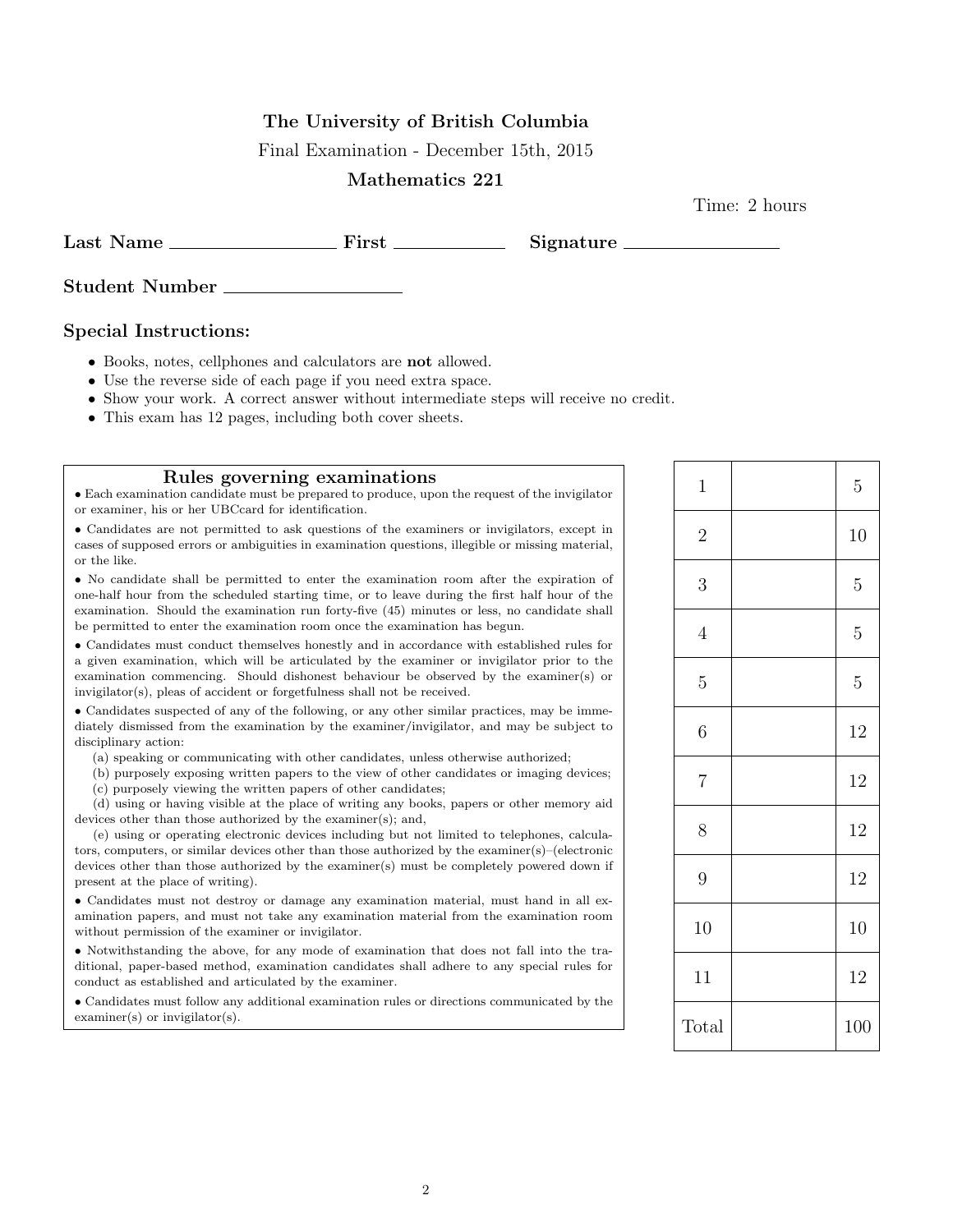**The University of British Columbia**

Final Examination - December 15th, 2015

**Mathematics 221**

Time: 2 hours

**Last Name** \_\_\_\_\_\_\_\_\_\_\_\_\_\_\_\_\_\_ **First** \_\_\_\_\_\_\_\_\_\_\_\_ **Signature** \_\_\_\_\_\_\_\_\_\_\_\_\_\_\_\_\_

**Student Number** \_\_\_\_\_\_\_\_\_\_\_\_\_\_\_\_\_\_\_

### Special Instructions:

- Books, notes, cellphones and calculators are **not** allowed.
- Use the reverse side of each page if you need extra space.
- Show your work. A correct answer without intermediate steps will receive no credit.
- This exam has 12 pages, including both cover sheets.

### Rules governing examinations

- Each examination candidate must be prepared to produce, upon the request of the invigilator or examiner, his or her UBCcard for identification.
- Candidates are not permitted to ask questions of the examiners or invigilators, except in cases of supposed errors or ambiguities in examination questions, illegible or missing material, or the like.
- No candidate shall be permitted to enter the examination room after the expiration of one-half hour from the scheduled starting time, or to leave during the first half hour of the examination. Should the examination run forty-five (45) minutes or less, no candidate shall be permitted to enter the examination room once the examination has begun.
- Candidates must conduct themselves honestly and in accordance with established rules for a given examination, which will be articulated by the examiner or invigilator prior to the examination commencing. Should dishonest behaviour be observed by the examiner(s) or invigilator(s), pleas of accident or forgetfulness shall not be received.
- Candidates suspected of any of the following, or any other similar practices, may be immediately dismissed from the examination by the examiner/invigilator, and may be subject to disciplinary action:
  (a) speaking or communicating with other candidates, unless otherwise authorized;
  (b) purposely exposing written papers to the view of other candidates or imaging devices;
  (c) purposely viewing the written papers of other candidates;
  (d) using or having visible at the place of writing any books, papers or other memory aid devices other than those authorized by the examiner(s); and,
  (e) using or operating electronic devices including but not limited to telephones, calculators, computers, or similar devices other than those authorized by the examiner(s)–(electronic devices other than those authorized by the examiner(s) must be completely powered down if present at the place of writing).
- Candidates must not destroy or damage any examination material, must hand in all examination papers, and must not take any examination material from the examination room without permission of the examiner or invigilator.
- Notwithstanding the above, for any mode of examination that does not fall into the traditional, paper-based method, examination candidates shall adhere to any special rules for conduct as established and articulated by the examiner.
- Candidates must follow any additional examination rules or directions communicated by the examiner(s) or invigilator(s).

| Question | Score | Out of |
|---|---|---|
| 1 | | 5 |
| 2 | | 10 |
| 3 | | 5 |
| 4 | | 5 |
| 5 | | 5 |
| 6 | | 12 |
| 7 | | 12 |
| 8 | | 12 |
| 9 | | 12 |
| 10 | | 10 |
| 11 | | 12 |
| Total | | 100 |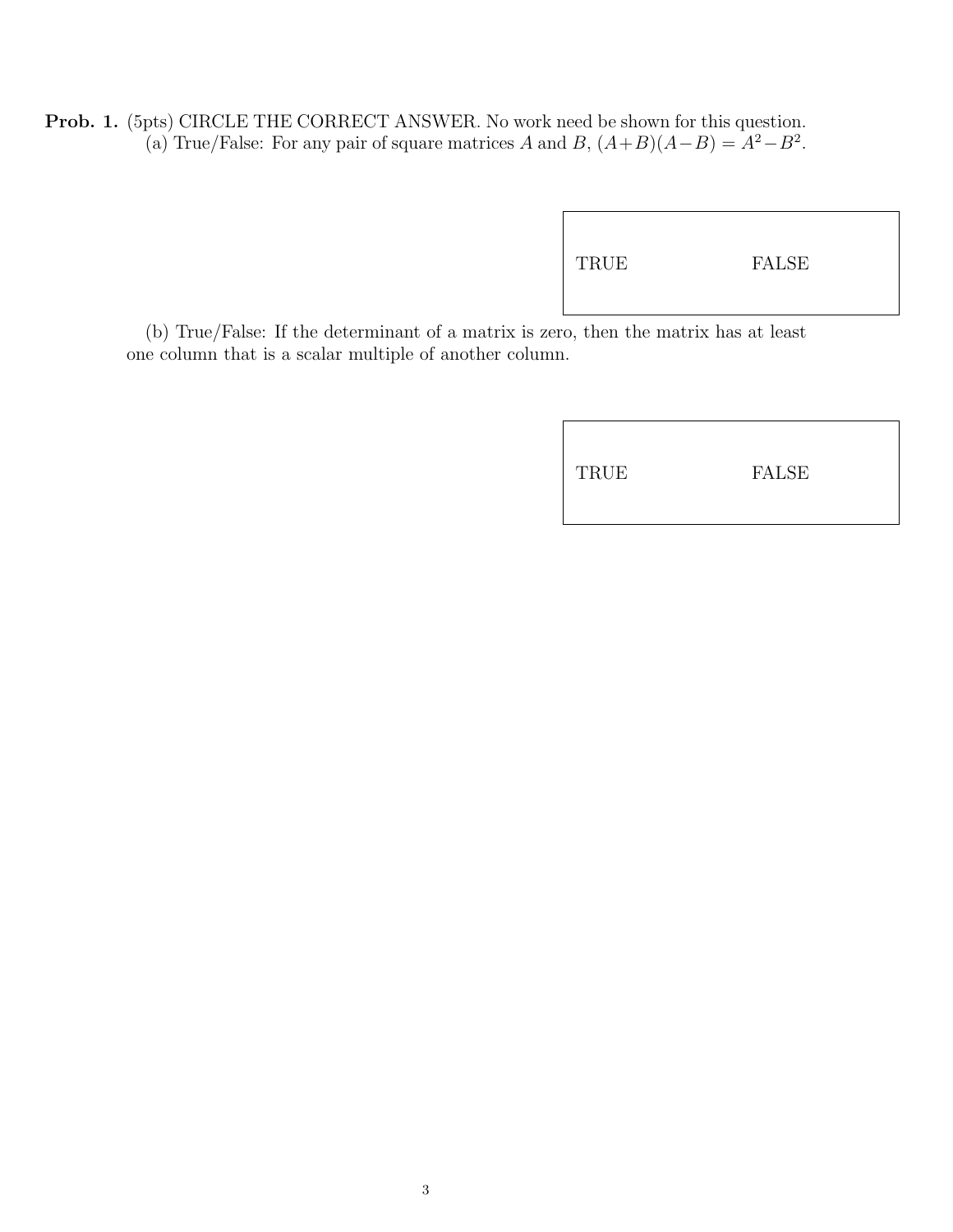**Prob. 1.** (5pts) CIRCLE THE CORRECT ANSWER. No work need be shown for this question.

(a) True/False: For any pair of square matrices $A$ and $B$, $(A+B)(A-B) = A^2 - B^2$.

TRUE FALSE

(b) True/False: If the determinant of a matrix is zero, then the matrix has at least one column that is a scalar multiple of another column.

TRUE FALSE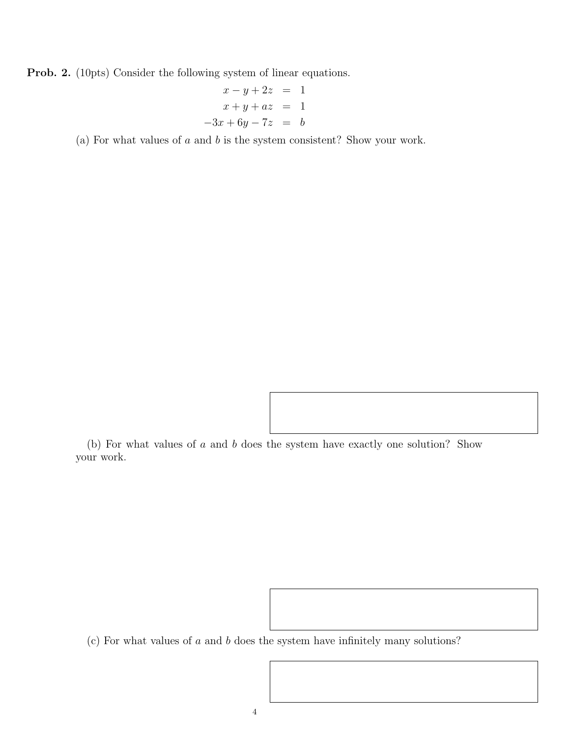**Prob. 2.** (10pts) Consider the following system of linear equations.

$$\begin{aligned} x - y + 2z &= 1 \\ x + y + az &= 1 \\ -3x + 6y - 7z &= b \end{aligned}$$

(a) For what values of $a$ and $b$ is the system consistent? Show your work.

(b) For what values of $a$ and $b$ does the system have exactly one solution? Show your work.

(c) For what values of $a$ and $b$ does the system have infinitely many solutions?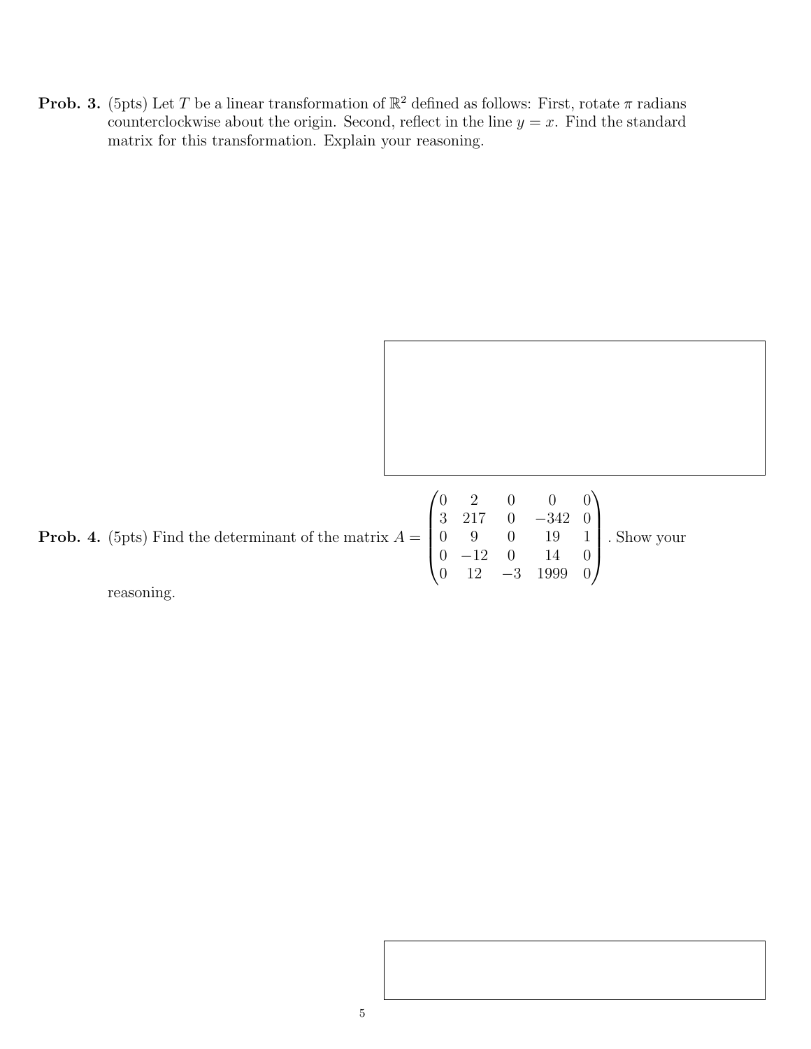**Prob. 3.** (5pts) Let $T$ be a linear transformation of $\mathbb{R}^2$ defined as follows: First, rotate $\pi$ radians counterclockwise about the origin. Second, reflect in the line $y = x$. Find the standard matrix for this transformation. Explain your reasoning.

**Prob. 4.** (5pts) Find the determinant of the matrix $A = \begin{pmatrix} 0 & 2 & 0 & 0 & 0 \\ 3 & 217 & 0 & -342 & 0 \\ 0 & 9 & 0 & 19 & 1 \\ 0 & -12 & 0 & 14 & 0 \\ 0 & 12 & -3 & 1999 & 0 \end{pmatrix}$. Show your reasoning.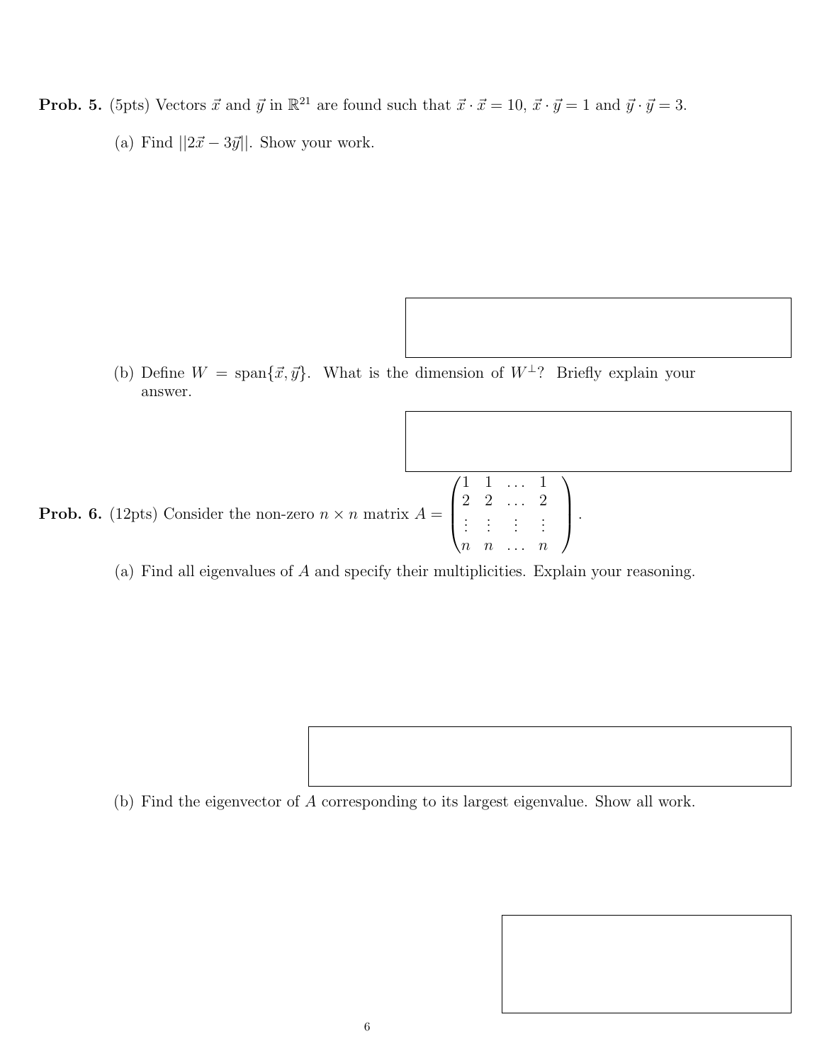**Prob. 5.** (5pts) Vectors $\vec{x}$ and $\vec{y}$ in $\mathbb{R}^{21}$ are found such that $\vec{x} \cdot \vec{x} = 10$, $\vec{x} \cdot \vec{y} = 1$ and $\vec{y} \cdot \vec{y} = 3$.

(a) Find $||2\vec{x} - 3\vec{y}||$. Show your work.

(b) Define $W = \text{span}\{\vec{x}, \vec{y}\}$. What is the dimension of $W^{\perp}$? Briefly explain your answer.

**Prob. 6.** (12pts) Consider the non-zero $n \times n$ matrix $A = \begin{pmatrix} 1 & 1 & \dots & 1 \\ 2 & 2 & \dots & 2 \\ \vdots & \vdots & \vdots & \vdots \\ n & n & \dots & n \end{pmatrix}$.

(a) Find all eigenvalues of $A$ and specify their multiplicities. Explain your reasoning.

(b) Find the eigenvector of $A$ corresponding to its largest eigenvalue. Show all work.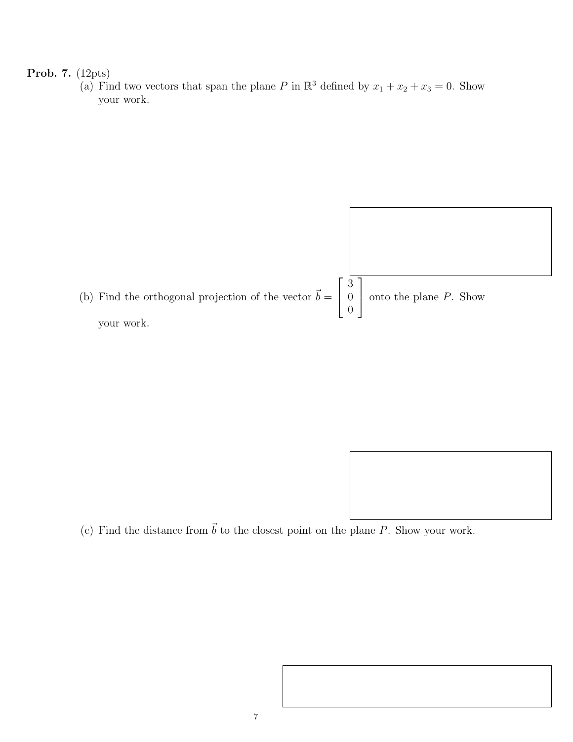**Prob. 7.** (12pts)

(a) Find two vectors that span the plane $P$ in $\mathbb{R}^3$ defined by $x_1 + x_2 + x_3 = 0$. Show your work.

(b) Find the orthogonal projection of the vector $\vec{b} = \begin{bmatrix} 3 \\ 0 \\ 0 \end{bmatrix}$ onto the plane $P$. Show your work.

(c) Find the distance from $\vec{b}$ to the closest point on the plane $P$. Show your work.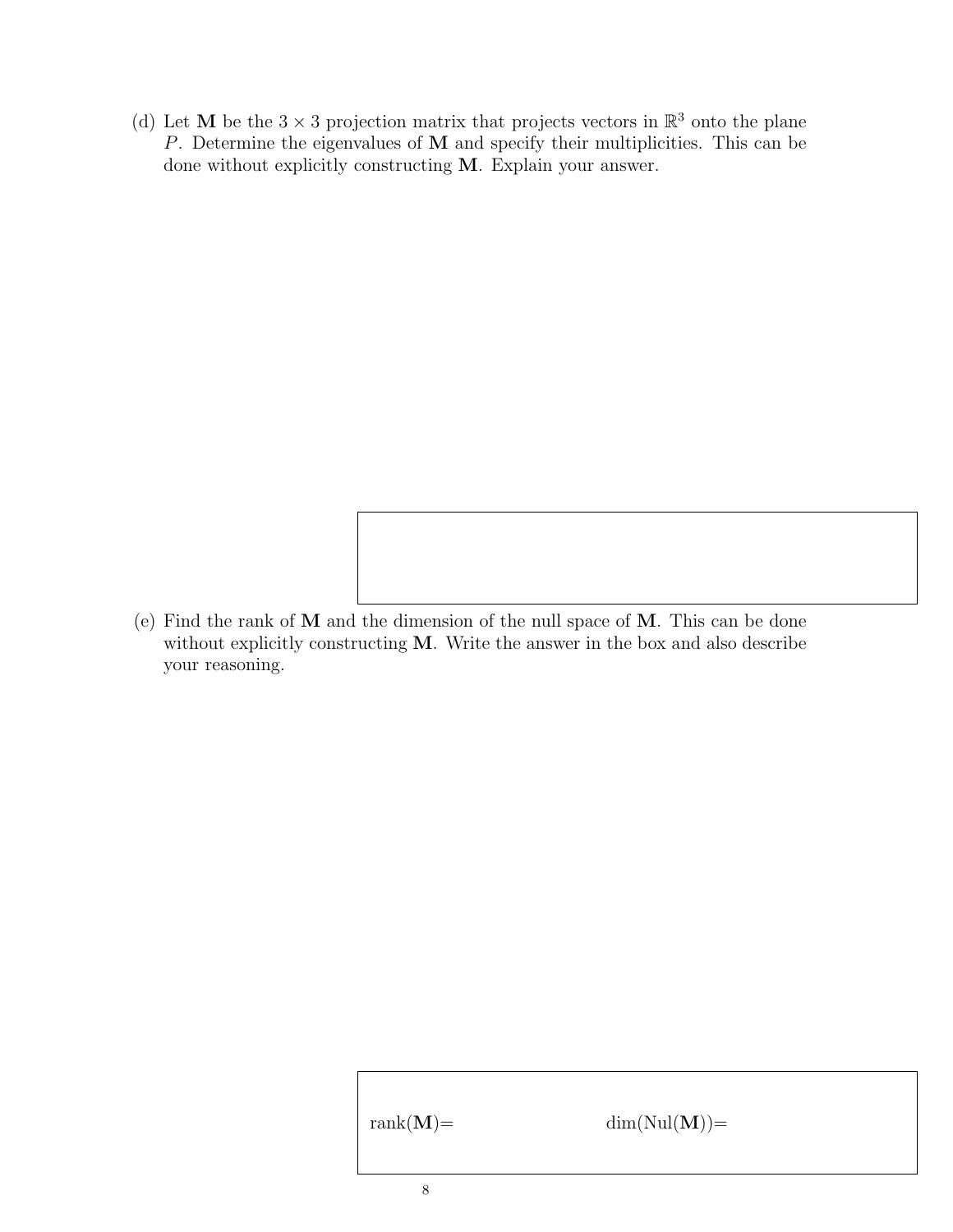(d) Let $\mathbf{M}$ be the $3 \times 3$ projection matrix that projects vectors in $\mathbb{R}^3$ onto the plane $P$. Determine the eigenvalues of $\mathbf{M}$ and specify their multiplicities. This can be done without explicitly constructing $\mathbf{M}$. Explain your answer.

(e) Find the rank of $\mathbf{M}$ and the dimension of the null space of $\mathbf{M}$. This can be done without explicitly constructing $\mathbf{M}$. Write the answer in the box and also describe your reasoning.

rank($\mathbf{M}$)= dim(Nul($\mathbf{M}$))=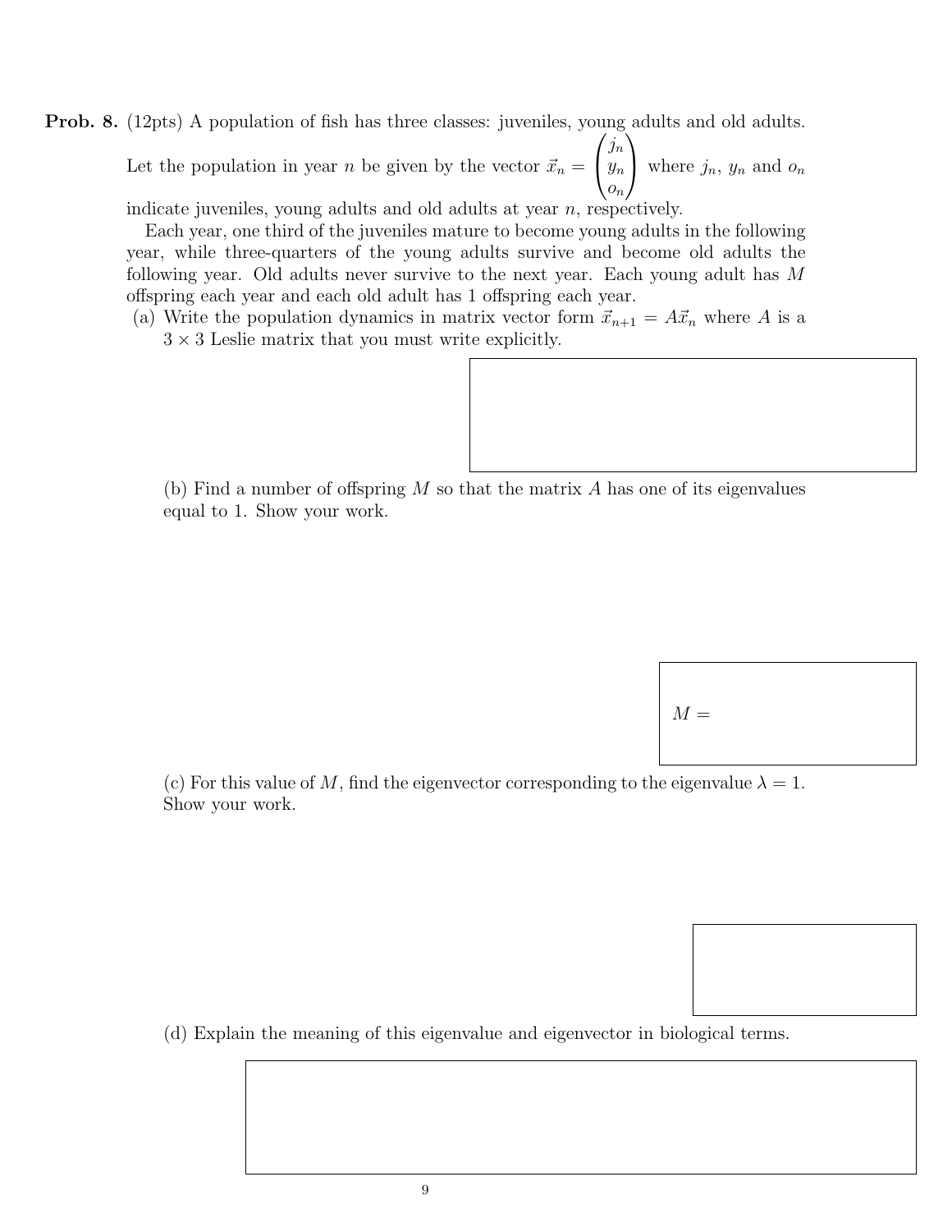**Prob. 8.** (12pts) A population of fish has three classes: juveniles, young adults and old adults. Let the population in year $n$ be given by the vector $\vec{x}_n = \begin{pmatrix} j_n \\ y_n \\ o_n \end{pmatrix}$ where $j_n$, $y_n$ and $o_n$ indicate juveniles, young adults and old adults at year $n$, respectively.

Each year, one third of the juveniles mature to become young adults in the following year, while three-quarters of the young adults survive and become old adults the following year. Old adults never survive to the next year. Each young adult has $M$ offspring each year and each old adult has 1 offspring each year.

(a) Write the population dynamics in matrix vector form $\vec{x}_{n+1} = A\vec{x}_n$ where $A$ is a $3 \times 3$ Leslie matrix that you must write explicitly.

(b) Find a number of offspring $M$ so that the matrix $A$ has one of its eigenvalues equal to 1. Show your work.

$M =$

(c) For this value of $M$, find the eigenvector corresponding to the eigenvalue $\lambda = 1$. Show your work.

(d) Explain the meaning of this eigenvalue and eigenvector in biological terms.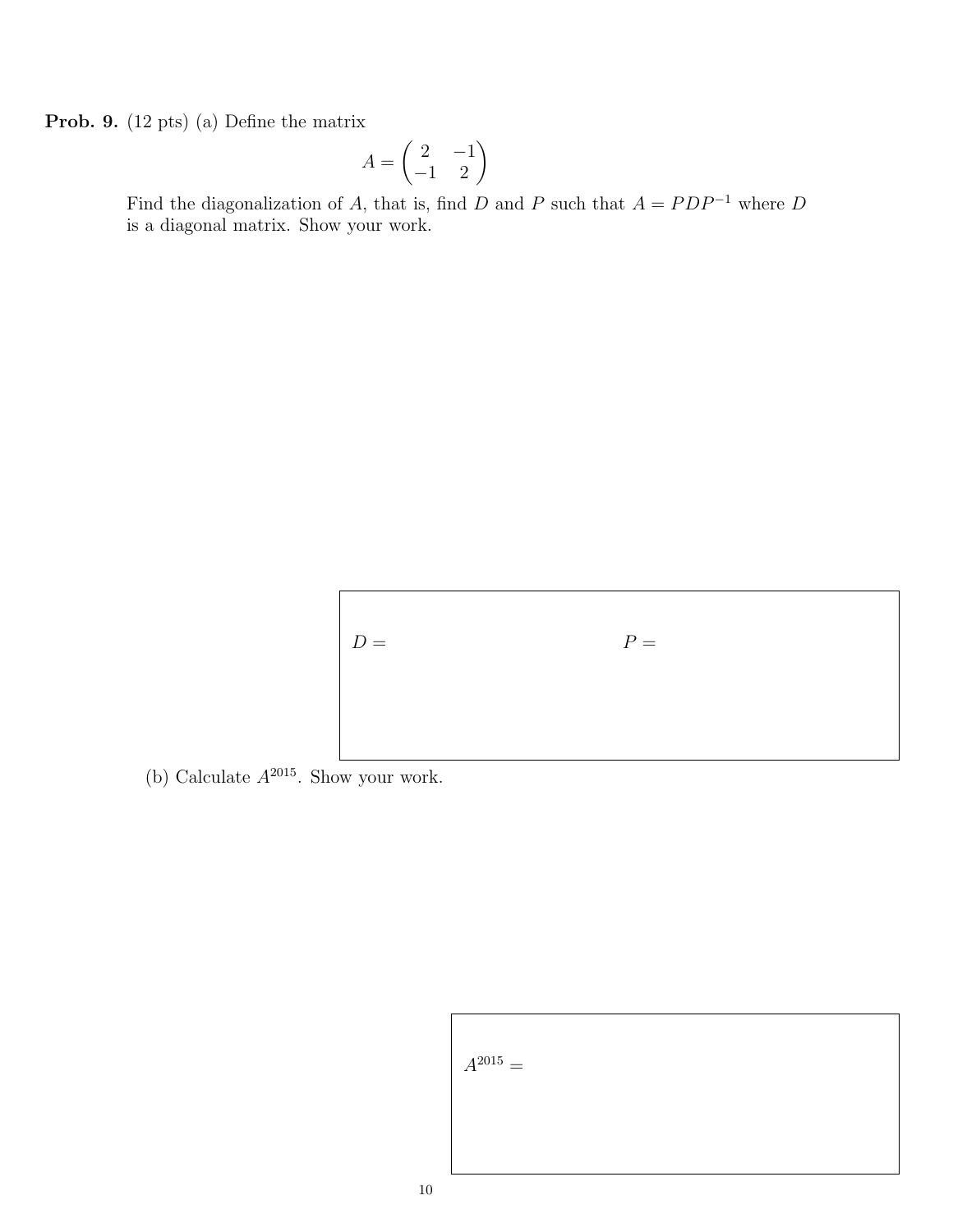**Prob. 9.** (12 pts) (a) Define the matrix

$$A = \begin{pmatrix} 2 & -1 \\ -1 & 2 \end{pmatrix}$$

Find the diagonalization of $A$, that is, find $D$ and $P$ such that $A = PDP^{-1}$ where $D$ is a diagonal matrix. Show your work.

$D =$ $\qquad\qquad\qquad$ $P =$

(b) Calculate $A^{2015}$. Show your work.

$A^{2015} =$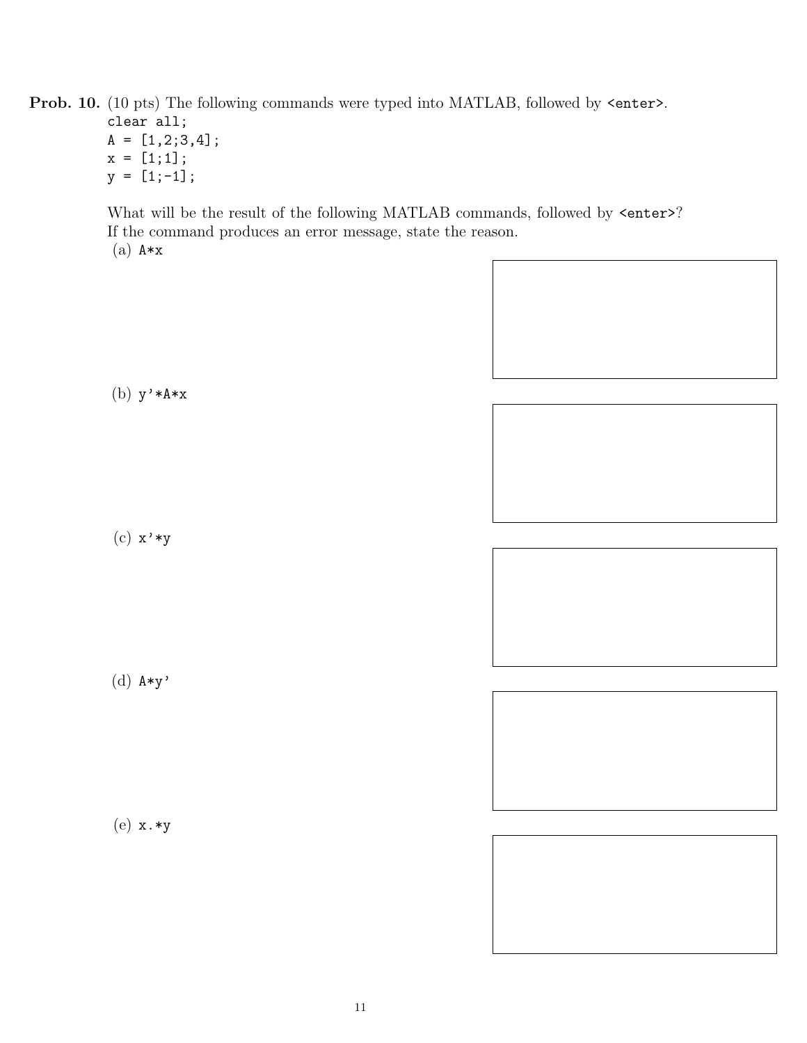**Prob. 10.** (10 pts) The following commands were typed into MATLAB, followed by <enter>.

```
clear all;
A = [1,2;3,4];
x = [1;1];
y = [1;-1];
```

What will be the result of the following MATLAB commands, followed by <enter>?
If the command produces an error message, state the reason.

(a) `A*x`

(b) `y'*A*x`

(c) `x'*y`

(d) `A*y'`

(e) `x.*y`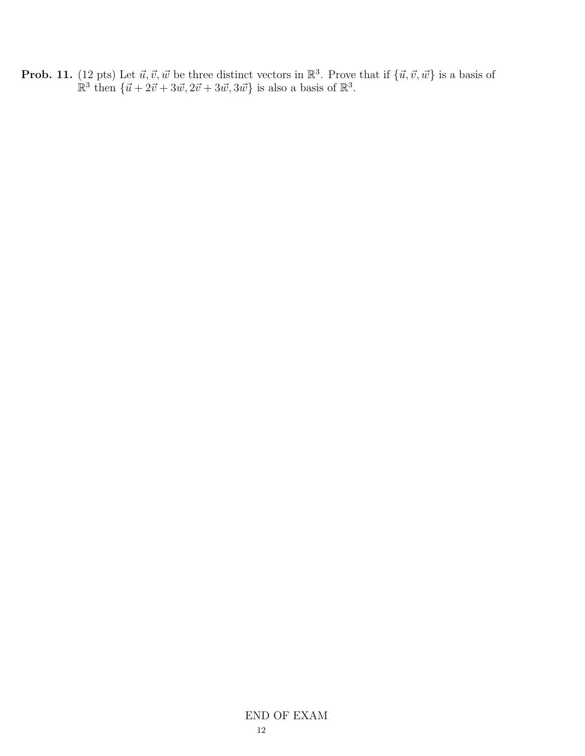**Prob. 11.** (12 pts) Let $\vec{u}, \vec{v}, \vec{w}$ be three distinct vectors in $\mathbb{R}^3$. Prove that if $\{\vec{u}, \vec{v}, \vec{w}\}$ is a basis of $\mathbb{R}^3$ then $\{\vec{u} + 2\vec{v} + 3\vec{w}, 2\vec{v} + 3\vec{w}, 3\vec{w}\}$ is also a basis of $\mathbb{R}^3$.

END OF EXAM